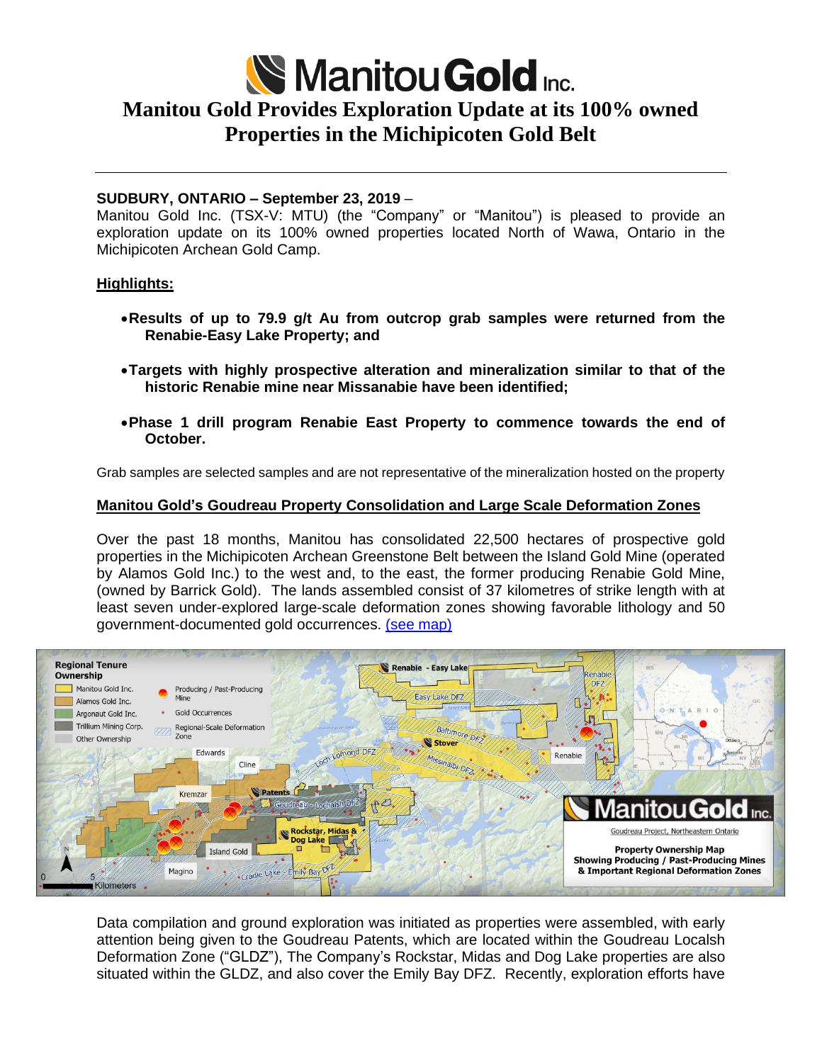# Manitou Gold Inc.

# Manitou Gold Provides Exploration Update at its 100% owned Properties in the Michipicoten Gold Belt

**SUDBURY, ONTARIO – September 23, 2019** –
Manitou Gold Inc. (TSX-V: MTU) (the "Company" or "Manitou") is pleased to provide an exploration update on its 100% owned properties located North of Wawa, Ontario in the Michipicoten Archean Gold Camp.

**Highlights:**

- **Results of up to 79.9 g/t Au from outcrop grab samples were returned from the Renabie-Easy Lake Property; and**
- **Targets with highly prospective alteration and mineralization similar to that of the historic Renabie mine near Missanabie have been identified;**
- **Phase 1 drill program Renabie East Property to commence towards the end of October.**

Grab samples are selected samples and are not representative of the mineralization hosted on the property

**Manitou Gold's Goudreau Property Consolidation and Large Scale Deformation Zones**

Over the past 18 months, Manitou has consolidated 22,500 hectares of prospective gold properties in the Michipicoten Archean Greenstone Belt between the Island Gold Mine (operated by Alamos Gold Inc.) to the west and, to the east, the former producing Renabie Gold Mine, (owned by Barrick Gold). The lands assembled consist of 37 kilometres of strike length with at least seven under-explored large-scale deformation zones showing favorable lithology and 50 government-documented gold occurrences. [(see map)]

Data compilation and ground exploration was initiated as properties were assembled, with early attention being given to the Goudreau Patents, which are located within the Goudreau Localsh Deformation Zone ("GLDZ"), The Company's Rockstar, Midas and Dog Lake properties are also situated within the GLDZ, and also cover the Emily Bay DFZ. Recently, exploration efforts have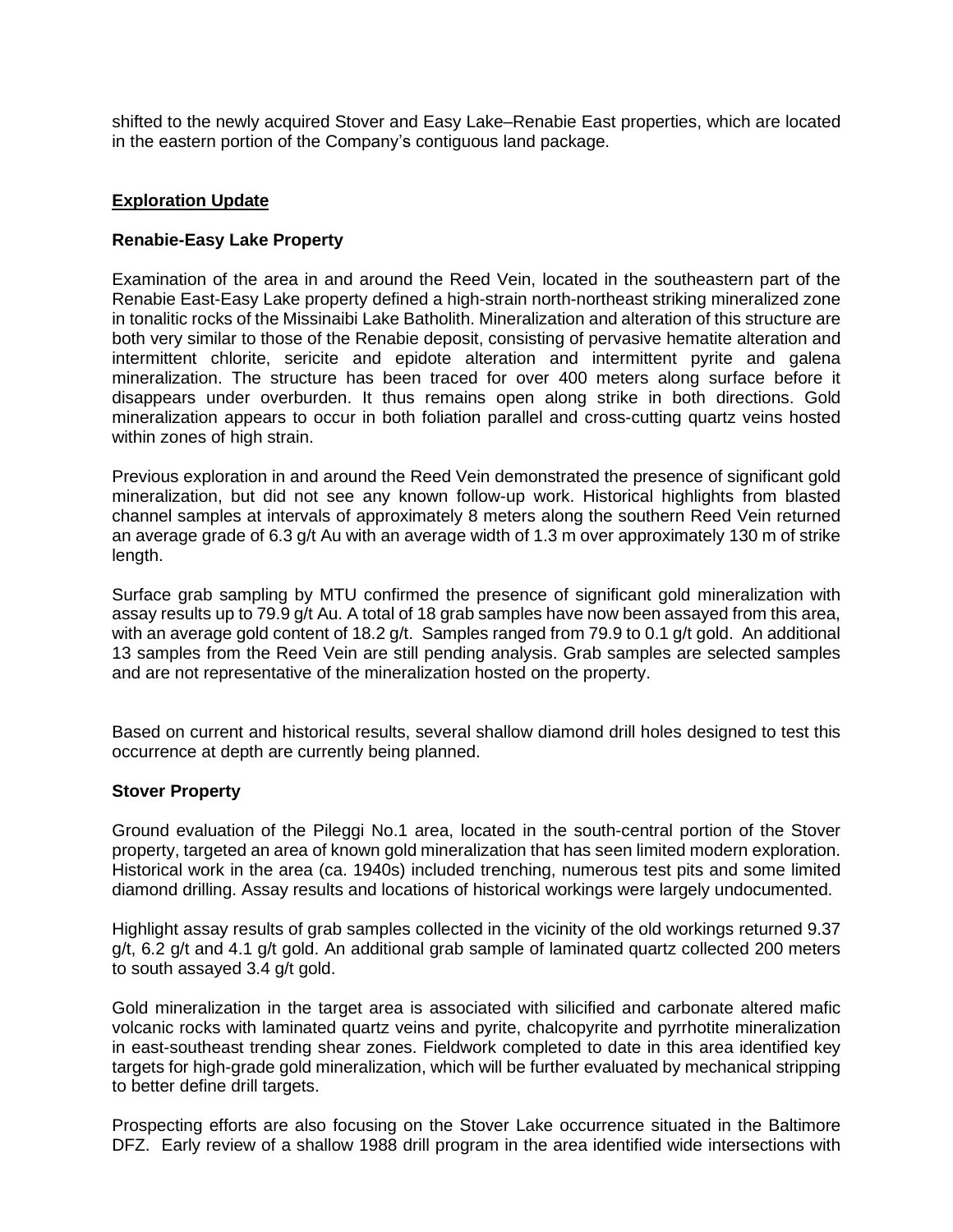shifted to the newly acquired Stover and Easy Lake–Renabie East properties, which are located in the eastern portion of the Company's contiguous land package.

## Exploration Update

### Renabie-Easy Lake Property

Examination of the area in and around the Reed Vein, located in the southeastern part of the Renabie East-Easy Lake property defined a high-strain north-northeast striking mineralized zone in tonalitic rocks of the Missinaibi Lake Batholith. Mineralization and alteration of this structure are both very similar to those of the Renabie deposit, consisting of pervasive hematite alteration and intermittent chlorite, sericite and epidote alteration and intermittent pyrite and galena mineralization. The structure has been traced for over 400 meters along surface before it disappears under overburden. It thus remains open along strike in both directions. Gold mineralization appears to occur in both foliation parallel and cross-cutting quartz veins hosted within zones of high strain.

Previous exploration in and around the Reed Vein demonstrated the presence of significant gold mineralization, but did not see any known follow-up work. Historical highlights from blasted channel samples at intervals of approximately 8 meters along the southern Reed Vein returned an average grade of 6.3 g/t Au with an average width of 1.3 m over approximately 130 m of strike length.

Surface grab sampling by MTU confirmed the presence of significant gold mineralization with assay results up to 79.9 g/t Au. A total of 18 grab samples have now been assayed from this area, with an average gold content of 18.2 g/t. Samples ranged from 79.9 to 0.1 g/t gold. An additional 13 samples from the Reed Vein are still pending analysis. Grab samples are selected samples and are not representative of the mineralization hosted on the property.

Based on current and historical results, several shallow diamond drill holes designed to test this occurrence at depth are currently being planned.

### Stover Property

Ground evaluation of the Pileggi No.1 area, located in the south-central portion of the Stover property, targeted an area of known gold mineralization that has seen limited modern exploration. Historical work in the area (ca. 1940s) included trenching, numerous test pits and some limited diamond drilling. Assay results and locations of historical workings were largely undocumented.

Highlight assay results of grab samples collected in the vicinity of the old workings returned 9.37 g/t, 6.2 g/t and 4.1 g/t gold. An additional grab sample of laminated quartz collected 200 meters to south assayed 3.4 g/t gold.

Gold mineralization in the target area is associated with silicified and carbonate altered mafic volcanic rocks with laminated quartz veins and pyrite, chalcopyrite and pyrrhotite mineralization in east-southeast trending shear zones. Fieldwork completed to date in this area identified key targets for high-grade gold mineralization, which will be further evaluated by mechanical stripping to better define drill targets.

Prospecting efforts are also focusing on the Stover Lake occurrence situated in the Baltimore DFZ. Early review of a shallow 1988 drill program in the area identified wide intersections with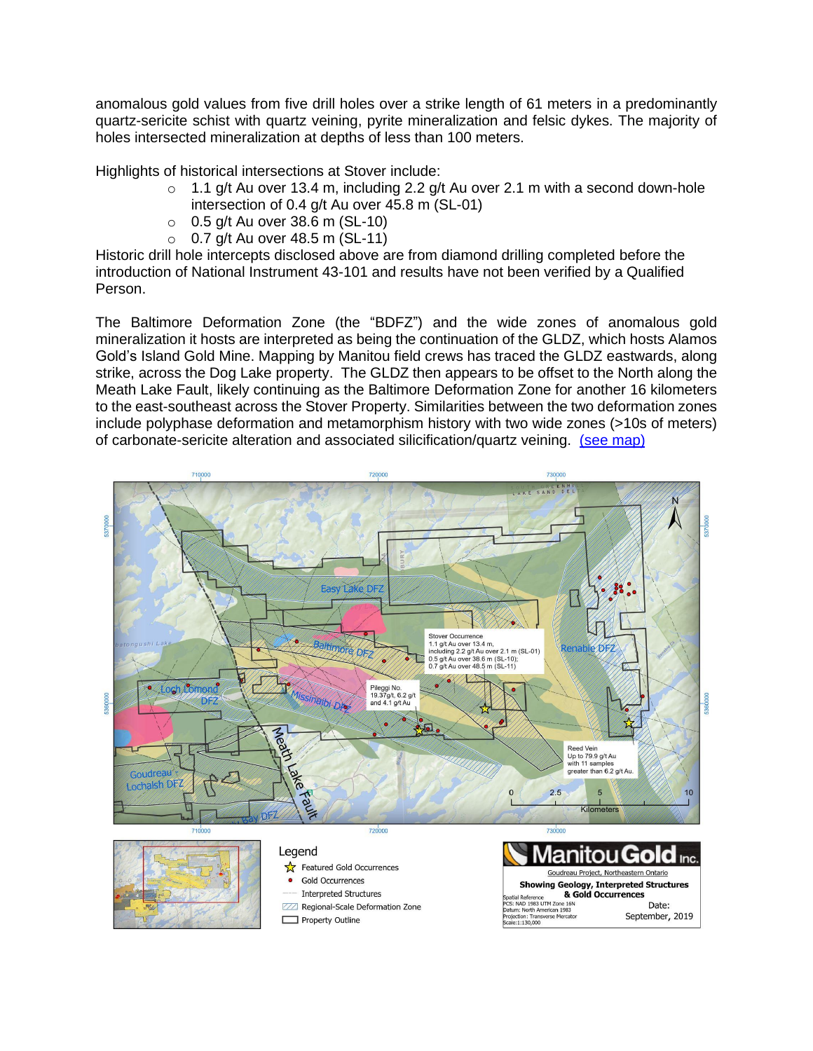anomalous gold values from five drill holes over a strike length of 61 meters in a predominantly quartz-sericite schist with quartz veining, pyrite mineralization and felsic dykes. The majority of holes intersected mineralization at depths of less than 100 meters.

Highlights of historical intersections at Stover include:

- 1.1 g/t Au over 13.4 m, including 2.2 g/t Au over 2.1 m with a second down-hole intersection of 0.4 g/t Au over 45.8 m (SL-01)
- 0.5 g/t Au over 38.6 m (SL-10)
- 0.7 g/t Au over 48.5 m (SL-11)

Historic drill hole intercepts disclosed above are from diamond drilling completed before the introduction of National Instrument 43-101 and results have not been verified by a Qualified Person.

The Baltimore Deformation Zone (the "BDFZ") and the wide zones of anomalous gold mineralization it hosts are interpreted as being the continuation of the GLDZ, which hosts Alamos Gold's Island Gold Mine. Mapping by Manitou field crews has traced the GLDZ eastwards, along strike, across the Dog Lake property. The GLDZ then appears to be offset to the North along the Meath Lake Fault, likely continuing as the Baltimore Deformation Zone for another 16 kilometers to the east-southeast across the Stover Property. Similarities between the two deformation zones include polyphase deformation and metamorphism history with two wide zones (>10s of meters) of carbonate-sericite alteration and associated silicification/quartz veining. (see map)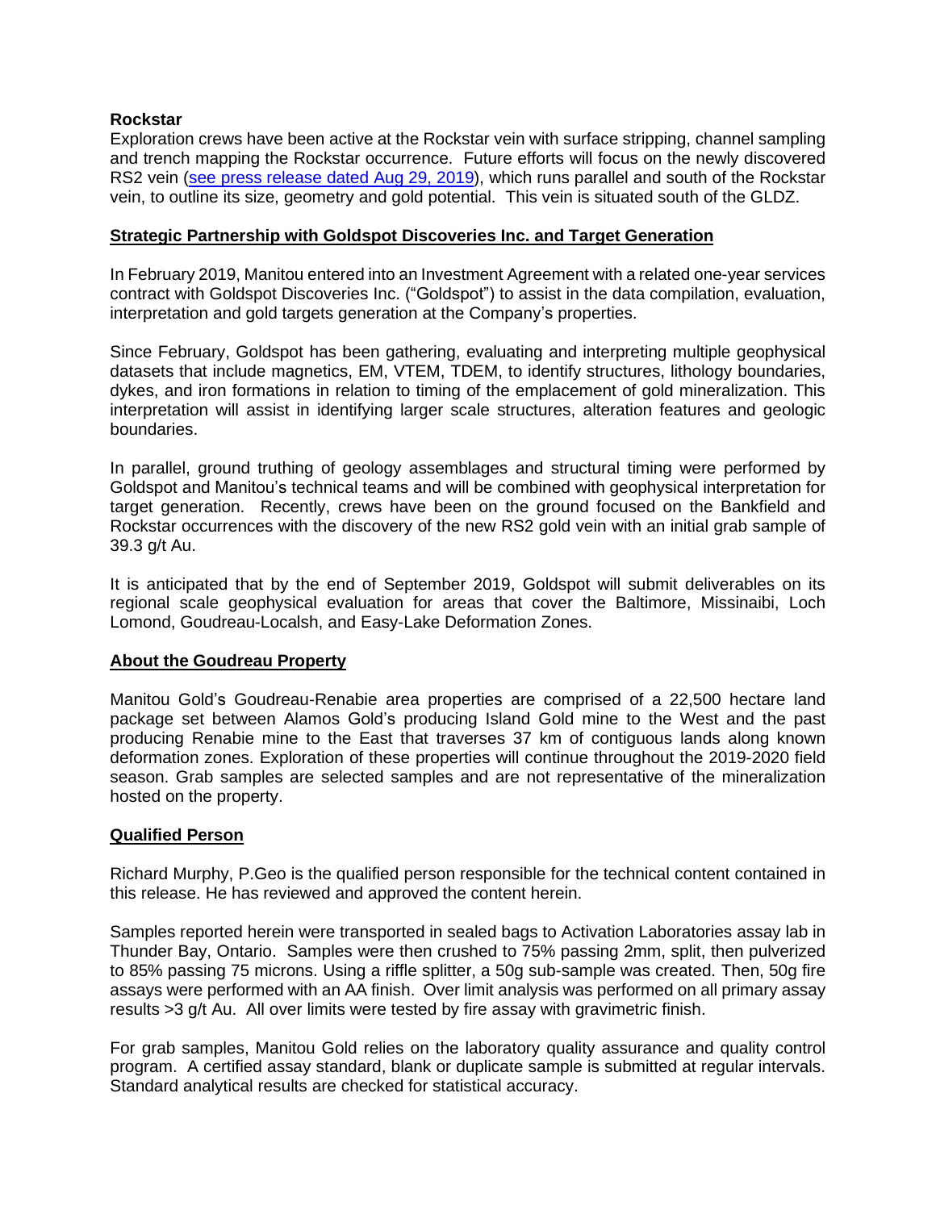**Rockstar**

Exploration crews have been active at the Rockstar vein with surface stripping, channel sampling and trench mapping the Rockstar occurrence. Future efforts will focus on the newly discovered RS2 vein (see press release dated Aug 29, 2019), which runs parallel and south of the Rockstar vein, to outline its size, geometry and gold potential. This vein is situated south of the GLDZ.

## Strategic Partnership with Goldspot Discoveries Inc. and Target Generation

In February 2019, Manitou entered into an Investment Agreement with a related one-year services contract with Goldspot Discoveries Inc. ("Goldspot") to assist in the data compilation, evaluation, interpretation and gold targets generation at the Company's properties.

Since February, Goldspot has been gathering, evaluating and interpreting multiple geophysical datasets that include magnetics, EM, VTEM, TDEM, to identify structures, lithology boundaries, dykes, and iron formations in relation to timing of the emplacement of gold mineralization. This interpretation will assist in identifying larger scale structures, alteration features and geologic boundaries.

In parallel, ground truthing of geology assemblages and structural timing were performed by Goldspot and Manitou's technical teams and will be combined with geophysical interpretation for target generation. Recently, crews have been on the ground focused on the Bankfield and Rockstar occurrences with the discovery of the new RS2 gold vein with an initial grab sample of 39.3 g/t Au.

It is anticipated that by the end of September 2019, Goldspot will submit deliverables on its regional scale geophysical evaluation for areas that cover the Baltimore, Missinaibi, Loch Lomond, Goudreau-Localsh, and Easy-Lake Deformation Zones.

## About the Goudreau Property

Manitou Gold's Goudreau-Renabie area properties are comprised of a 22,500 hectare land package set between Alamos Gold's producing Island Gold mine to the West and the past producing Renabie mine to the East that traverses 37 km of contiguous lands along known deformation zones. Exploration of these properties will continue throughout the 2019-2020 field season. Grab samples are selected samples and are not representative of the mineralization hosted on the property.

## Qualified Person

Richard Murphy, P.Geo is the qualified person responsible for the technical content contained in this release. He has reviewed and approved the content herein.

Samples reported herein were transported in sealed bags to Activation Laboratories assay lab in Thunder Bay, Ontario. Samples were then crushed to 75% passing 2mm, split, then pulverized to 85% passing 75 microns. Using a riffle splitter, a 50g sub-sample was created. Then, 50g fire assays were performed with an AA finish. Over limit analysis was performed on all primary assay results >3 g/t Au. All over limits were tested by fire assay with gravimetric finish.

For grab samples, Manitou Gold relies on the laboratory quality assurance and quality control program. A certified assay standard, blank or duplicate sample is submitted at regular intervals. Standard analytical results are checked for statistical accuracy.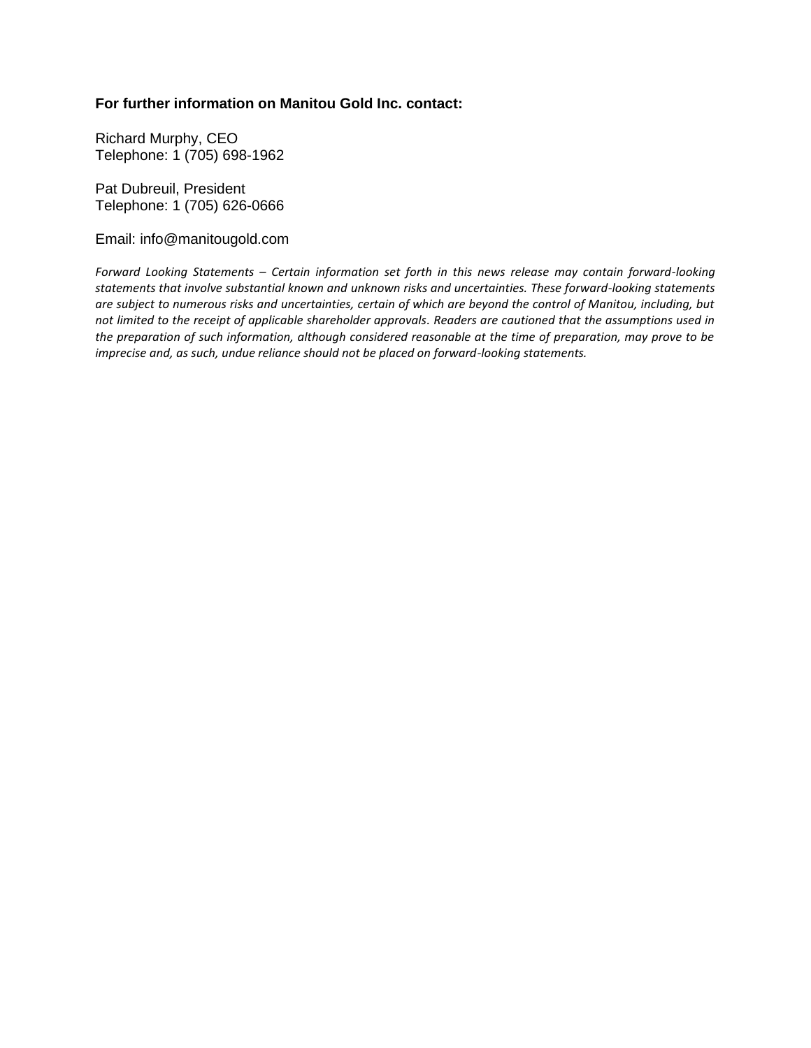**For further information on Manitou Gold Inc. contact:**

Richard Murphy, CEO
Telephone: 1 (705) 698-1962

Pat Dubreuil, President
Telephone: 1 (705) 626-0666

Email: info@manitougold.com

*Forward Looking Statements – Certain information set forth in this news release may contain forward-looking statements that involve substantial known and unknown risks and uncertainties. These forward-looking statements are subject to numerous risks and uncertainties, certain of which are beyond the control of Manitou, including, but not limited to the receipt of applicable shareholder approvals. Readers are cautioned that the assumptions used in the preparation of such information, although considered reasonable at the time of preparation, may prove to be imprecise and, as such, undue reliance should not be placed on forward-looking statements.*